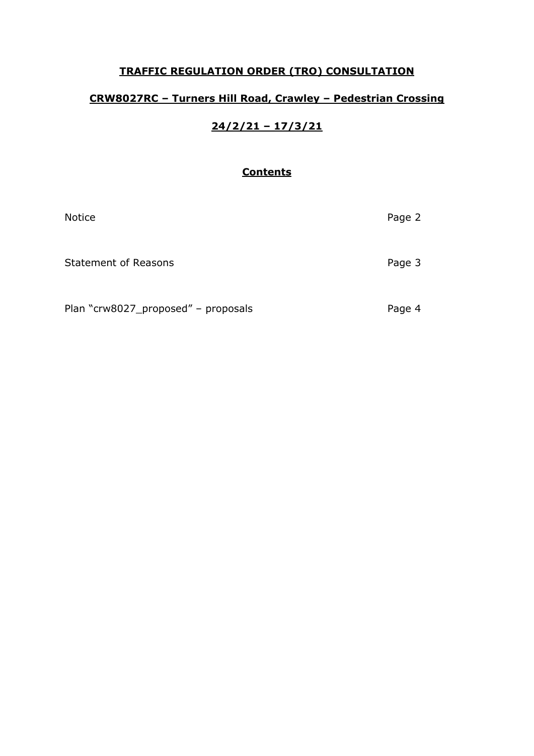# **TRAFFIC REGULATION ORDER (TRO) CONSULTATION**

## **CRW8027RC – Turners Hill Road, Crawley – Pedestrian Crossing**

## **24/2/21 – 17/3/21**

### **Contents**

| | |
|---|---|
| Notice | Page 2 |
| Statement of Reasons | Page 3 |
| Plan "crw8027_proposed" – proposals | Page 4 |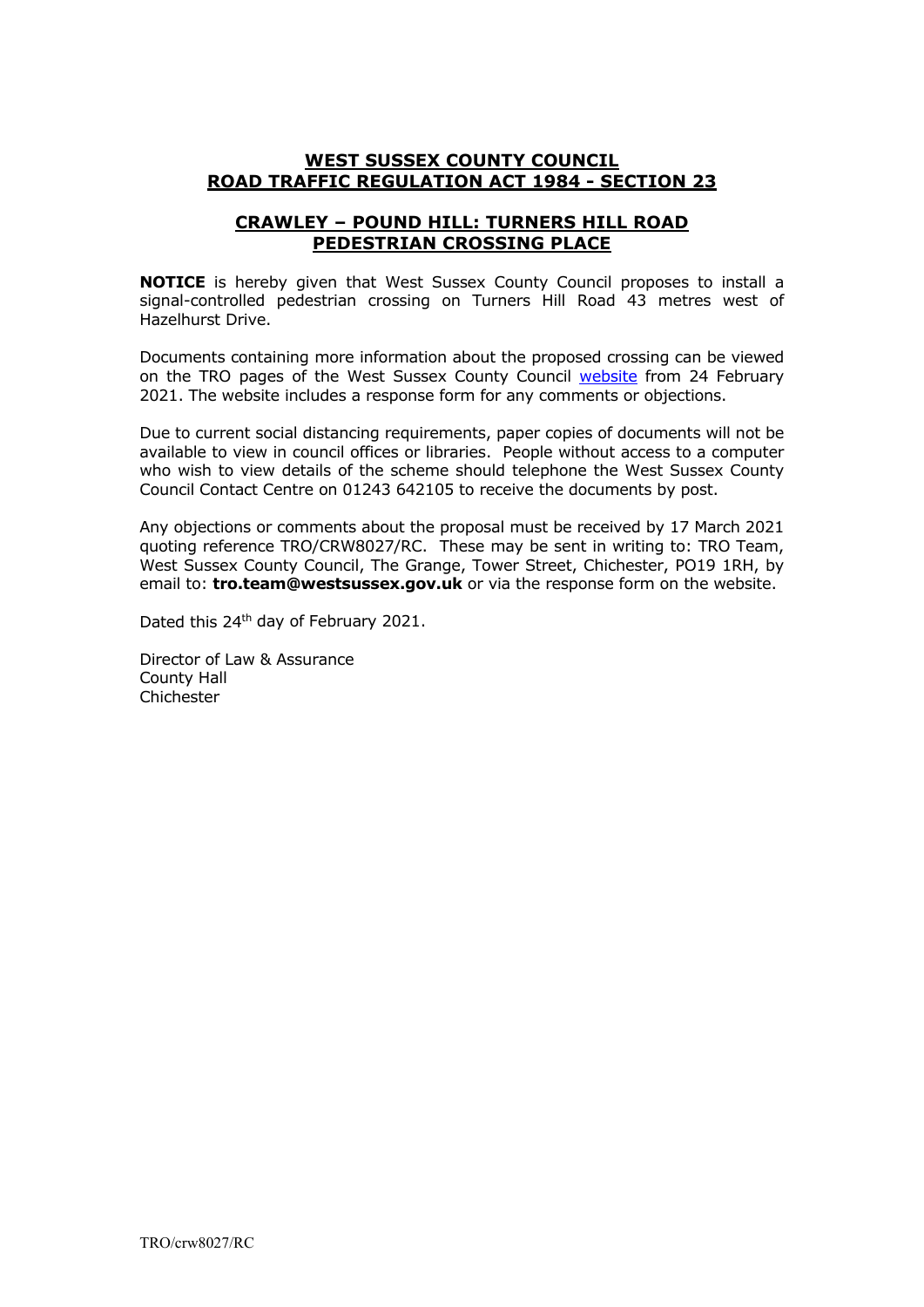## WEST SUSSEX COUNTY COUNCIL
## ROAD TRAFFIC REGULATION ACT 1984 - SECTION 23

## CRAWLEY – POUND HILL: TURNERS HILL ROAD PEDESTRIAN CROSSING PLACE

**NOTICE** is hereby given that West Sussex County Council proposes to install a signal-controlled pedestrian crossing on Turners Hill Road 43 metres west of Hazelhurst Drive.

Documents containing more information about the proposed crossing can be viewed on the TRO pages of the West Sussex County Council website from 24 February 2021. The website includes a response form for any comments or objections.

Due to current social distancing requirements, paper copies of documents will not be available to view in council offices or libraries. People without access to a computer who wish to view details of the scheme should telephone the West Sussex County Council Contact Centre on 01243 642105 to receive the documents by post.

Any objections or comments about the proposal must be received by 17 March 2021 quoting reference TRO/CRW8027/RC. These may be sent in writing to: TRO Team, West Sussex County Council, The Grange, Tower Street, Chichester, PO19 1RH, by email to: **tro.team@westsussex.gov.uk** or via the response form on the website.

Dated this 24th day of February 2021.

Director of Law & Assurance
County Hall
Chichester

TRO/crw8027/RC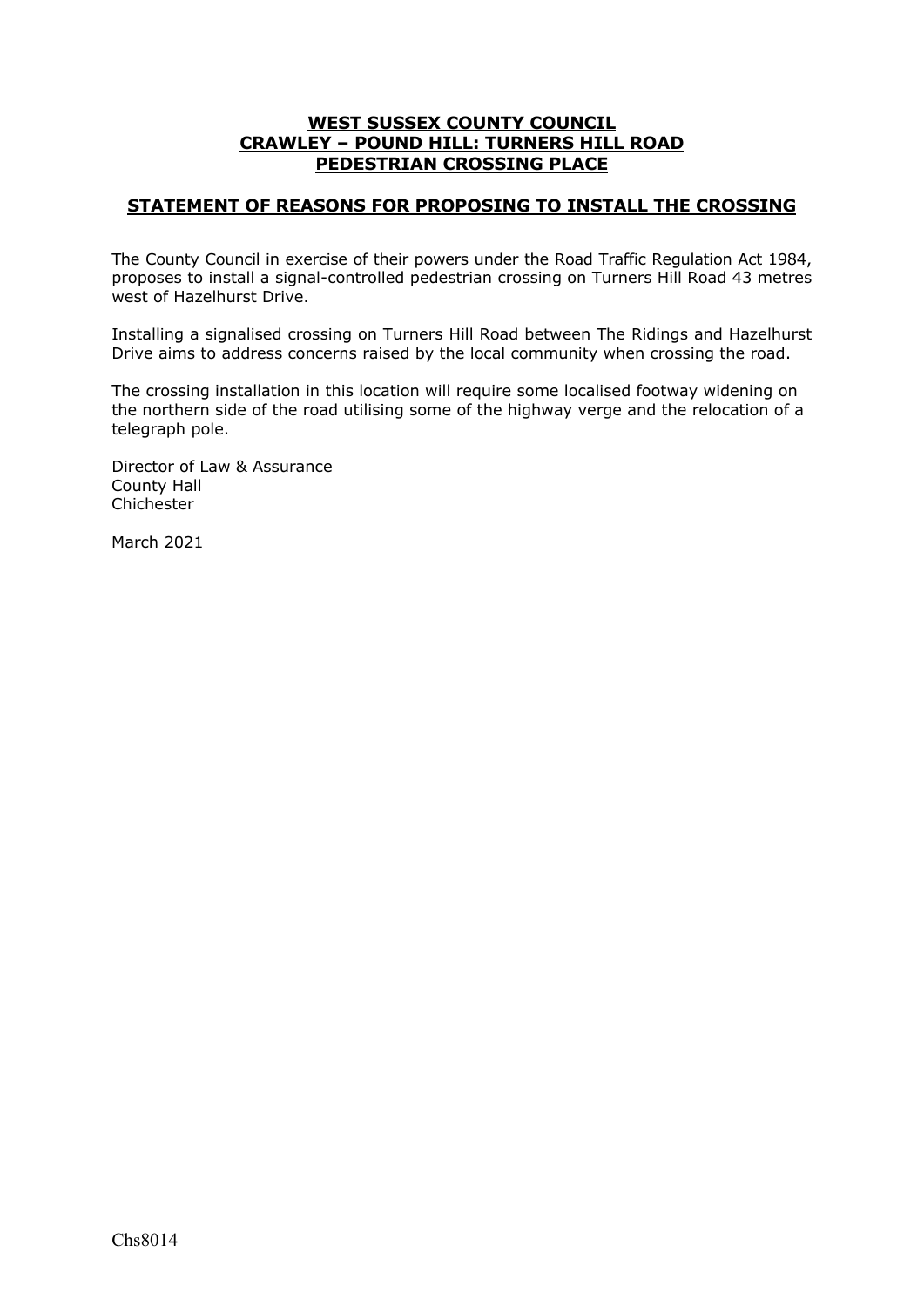**WEST SUSSEX COUNTY COUNCIL**
**CRAWLEY – POUND HILL: TURNERS HILL ROAD**
**PEDESTRIAN CROSSING PLACE**

## STATEMENT OF REASONS FOR PROPOSING TO INSTALL THE CROSSING

The County Council in exercise of their powers under the Road Traffic Regulation Act 1984, proposes to install a signal-controlled pedestrian crossing on Turners Hill Road 43 metres west of Hazelhurst Drive.

Installing a signalised crossing on Turners Hill Road between The Ridings and Hazelhurst Drive aims to address concerns raised by the local community when crossing the road.

The crossing installation in this location will require some localised footway widening on the northern side of the road utilising some of the highway verge and the relocation of a telegraph pole.

Director of Law & Assurance
County Hall
Chichester

March 2021

Chs8014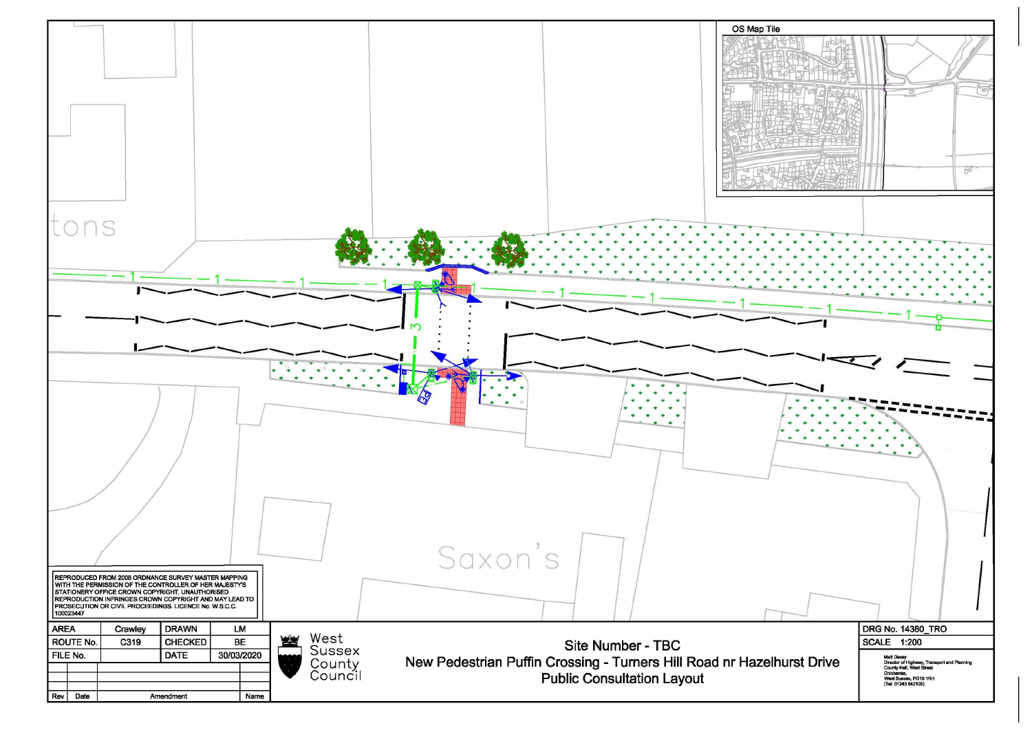OS Map Tile

tons

Saxon's

REPRODUCED FROM 2008 ORDNANCE SURVEY MASTER MAPPING WITH THE PERMISSION OF THE CONTROLLER OF HER MAJESTY'S STATIONERY OFFICE CROWN COPYRIGHT. UNAUTHORISED REPRODUCTION INFRINGES CROWN COPYRIGHT AND MAY LEAD TO PROSECUTION OR CIVIL PROCEEDINGS. LICENCE No. W.S.C.C. 100023447

| AREA | Crawley | DRAWN | LM |
|---|---|---|---|
| ROUTE No. | C319 | CHECKED | BE |
| FILE No. | | DATE | 30/03/2020 |

| Rev | Date | Amendment | Name |
|---|---|---|---|

West Sussex County Council

Site Number - TBC

New Pedestrian Puffin Crossing - Turners Hill Road nr Hazelhurst Drive

Public Consultation Layout

DRG No. 14380_TRO

SCALE 1:200

Matt Davey
Director of Highway, Transport and Planning
County Hall, West Street
Chichester,
West Sussex, PO19 1RH
(Tel: 01243 642105)